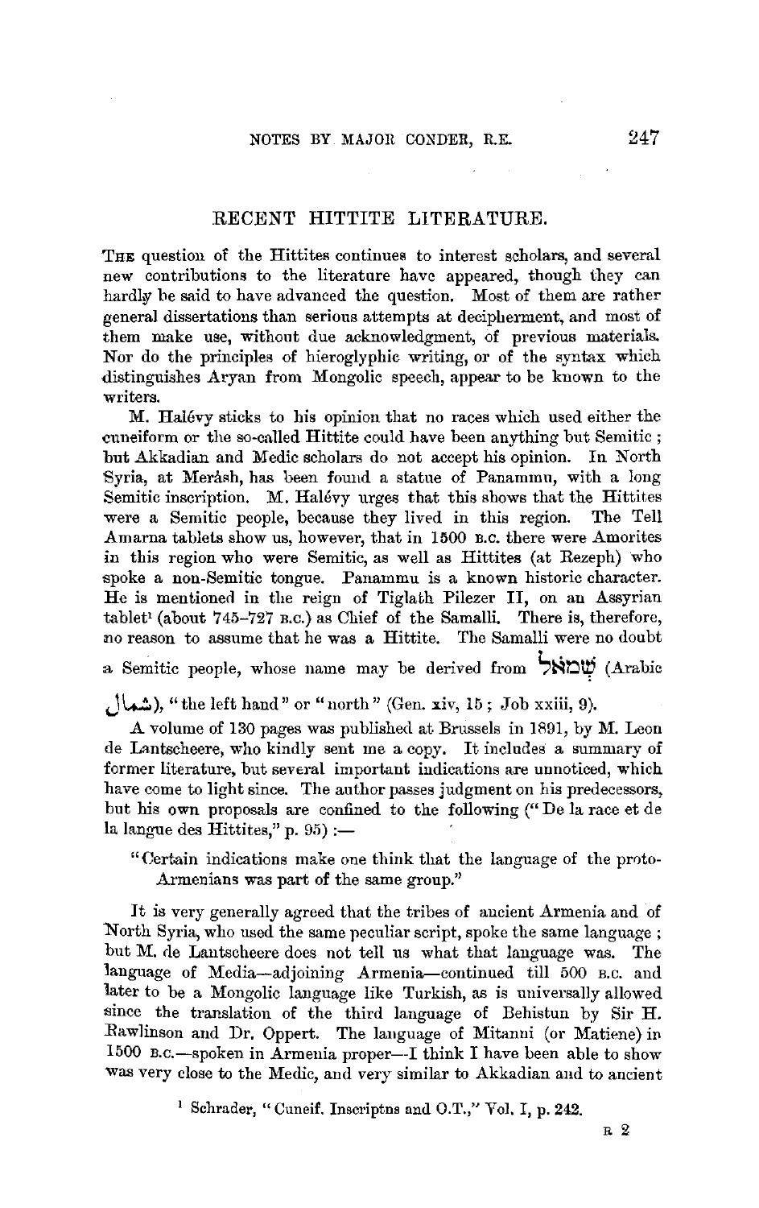## RECENT HITTITE LITERATURE.

The question of the Hittites continues to interest scholars, and several new contributions to the literature have appeared, though they can hardly be said to have advanced the question. Most of them are rather general dissertations than serious attempts at decipherment, and most of them make use, without due acknowledgment, of previous materials. Nor do the principles of hieroglyphic writing, or of the syntax which distinguishes Aryan from Mongolic speech, appear to be known to the writers.

M. Halévy sticks to his opinion that no races which used either the cuneiform or the so-called Hittite could have been anything but Semitic; but Akkadian and Medic scholars do not accept his opinion. In North Syria, at Meràsh, has been found a statue of Panammu, with a long Semitic inscription. M. Halévy urges that this shows that the Hittites were a Semitic people, because they lived in this region. The Tell Amarna tablets show us, however, that in 1500 B.C. there were Amorites in this region who were Semitic, as well as Hittites (at Rezeph) who spoke a non-Semitic tongue. Panammu is a known historic character. He is mentioned in the reign of Tiglath Pilezer II, on an Assyrian tablet[1] (about 745–727 B.C.) as Chief of the Samalli. There is, therefore, no reason to assume that he was a Hittite. The Samalli were no doubt a Semitic people, whose name may be derived from שְׂמֹאל (Arabic شمال), "the left hand" or "north" (Gen. xiv, 15; Job xxiii, 9).

A volume of 130 pages was published at Brussels in 1891, by M. Leon de Lantscheere, who kindly sent me a copy. It includes a summary of former literature, but several important indications are unnoticed, which have come to light since. The author passes judgment on his predecessors, but his own proposals are confined to the following ("De la race et de la langue des Hittites," p. 95):—

> "Certain indications make one think that the language of the proto-Armenians was part of the same group."

It is very generally agreed that the tribes of ancient Armenia and of North Syria, who used the same peculiar script, spoke the same language; but M. de Lantscheere does not tell us what that language was. The language of Media—adjoining Armenia—continued till 500 B.C. and later to be a Mongolic language like Turkish, as is universally allowed since the translation of the third language of Behistun by Sir H. Rawlinson and Dr. Oppert. The language of Mitanni (or Matiene) in 1500 B.C.—spoken in Armenia proper—I think I have been able to show was very close to the Medic, and very similar to Akkadian and to ancient

[1] Schrader, "Cuneif. Inscriptns and O.T.," Vol. I, p. 242.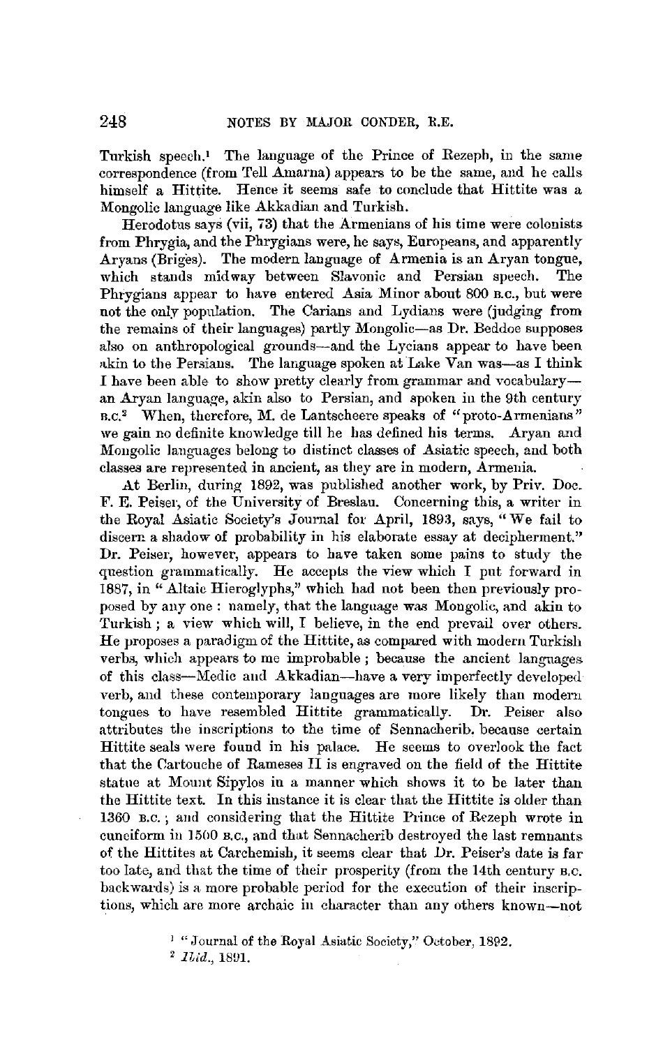Turkish speech.[1] The language of the Prince of Rezeph, in the same correspondence (from Tell Amarna) appears to be the same, and he calls himself a Hittite. Hence it seems safe to conclude that Hittite was a Mongolic language like Akkadian and Turkish.

Herodotus says (vii, 73) that the Armenians of his time were colonists from Phrygia, and the Phrygians were, he says, Europeans, and apparently Aryans (Briges). The modern language of Armenia is an Aryan tongue, which stands midway between Slavonic and Persian speech. The Phrygians appear to have entered Asia Minor about 800 B.C., but were not the only population. The Carians and Lydians were (judging from the remains of their languages) partly Mongolic—as Dr. Beddoe supposes also on anthropological grounds—and the Lycians appear to have been akin to the Persians. The language spoken at Lake Van was—as I think I have been able to show pretty clearly from grammar and vocabulary—an Aryan language, akin also to Persian, and spoken in the 9th century B.C.[2] When, therefore, M. de Lantscheere speaks of "proto-Armenians" we gain no definite knowledge till he has defined his terms. Aryan and Mongolic languages belong to distinct classes of Asiatic speech, and both classes are represented in ancient, as they are in modern, Armenia.

At Berlin, during 1892, was published another work, by Priv. Doc. F. E. Peiser, of the University of Breslau. Concerning this, a writer in the Royal Asiatic Society's Journal for April, 1893, says, "We fail to discern a shadow of probability in his elaborate essay at decipherment." Dr. Peiser, however, appears to have taken some pains to study the question grammatically. He accepts the view which I put forward in 1887, in "Altaic Hieroglyphs," which had not been then previously proposed by any one: namely, that the language was Mongolic, and akin to Turkish; a view which will, I believe, in the end prevail over others. He proposes a paradigm of the Hittite, as compared with modern Turkish verbs, which appears to me improbable; because the ancient languages of this class—Medic and Akkadian—have a very imperfectly developed verb, and these contemporary languages are more likely than modern tongues to have resembled Hittite grammatically. Dr. Peiser also attributes the inscriptions to the time of Sennacherib, because certain Hittite seals were found in his palace. He seems to overlook the fact that the Cartouche of Rameses II is engraved on the field of the Hittite statue at Mount Sipylos in a manner which shows it to be later than the Hittite text. In this instance it is clear that the Hittite is older than 1360 B.C.; and considering that the Hittite Prince of Rezeph wrote in cuneiform in 1500 B.C., and that Sennacherib destroyed the last remnants of the Hittites at Carchemish, it seems clear that Dr. Peiser's date is far too late, and that the time of their prosperity (from the 14th century B.C. backwards) is a more probable period for the execution of their inscriptions, which are more archaic in character than any others known—not

[1] "Journal of the Royal Asiatic Society," October, 1892.

[2] *Ibid.*, 1891.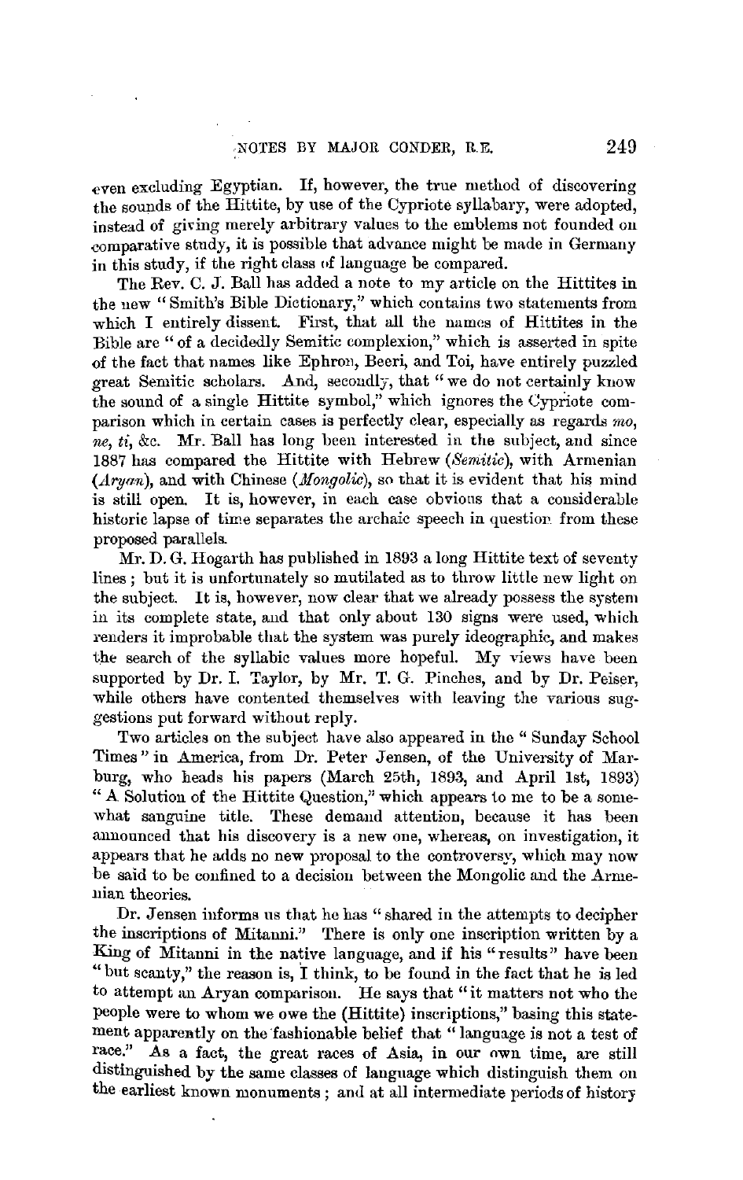even excluding Egyptian. If, however, the true method of discovering the sounds of the Hittite, by use of the Cypriote syllabary, were adopted, instead of giving merely arbitrary values to the emblems not founded on comparative study, it is possible that advance might be made in Germany in this study, if the right class of language be compared.

The Rev. C. J. Ball has added a note to my article on the Hittites in the new "Smith's Bible Dictionary," which contains two statements from which I entirely dissent. First, that all the names of Hittites in the Bible are "of a decidedly Semitic complexion," which is asserted in spite of the fact that names like Ephron, Beeri, and Toi, have entirely puzzled great Semitic scholars. And, secondly, that "we do not certainly know the sound of a single Hittite symbol," which ignores the Cypriote comparison which in certain cases is perfectly clear, especially as regards *mo*, *ne*, *ti*, &c. Mr. Ball has long been interested in the subject, and since 1887 has compared the Hittite with Hebrew (*Semitic*), with Armenian (*Aryan*), and with Chinese (*Mongolic*), so that it is evident that his mind is still open. It is, however, in each case obvious that a considerable historic lapse of time separates the archaic speech in question from these proposed parallels.

Mr. D. G. Hogarth has published in 1893 a long Hittite text of seventy lines; but it is unfortunately so mutilated as to throw little new light on the subject. It is, however, now clear that we already possess the system in its complete state, and that only about 130 signs were used, which renders it improbable that the system was purely ideographic, and makes the search of the syllabic values more hopeful. My views have been supported by Dr. I. Taylor, by Mr. T. G. Pinches, and by Dr. Peiser, while others have contented themselves with leaving the various suggestions put forward without reply.

Two articles on the subject have also appeared in the "Sunday School Times" in America, from Dr. Peter Jensen, of the University of Marburg, who heads his papers (March 25th, 1893, and April 1st, 1893) "A Solution of the Hittite Question," which appears to me to be a somewhat sanguine title. These demand attention, because it has been announced that his discovery is a new one, whereas, on investigation, it appears that he adds no new proposal to the controversy, which may now be said to be confined to a decision between the Mongolic and the Armenian theories.

Dr. Jensen informs us that he has "shared in the attempts to decipher the inscriptions of Mitanni." There is only one inscription written by a King of Mitanni in the native language, and if his "results" have been "but scanty," the reason is, I think, to be found in the fact that he is led to attempt an Aryan comparison. He says that "it matters not who the people were to whom we owe the (Hittite) inscriptions," basing this statement apparently on the fashionable belief that "language is not a test of race." As a fact, the great races of Asia, in our own time, are still distinguished by the same classes of language which distinguish them on the earliest known monuments; and at all intermediate periods of history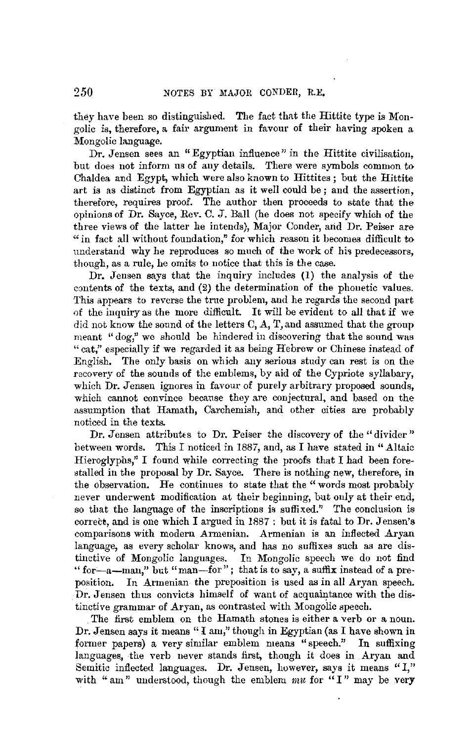they have been so distinguished. The fact that the Hittite type is Mongolic is, therefore, a fair argument in favour of their having spoken a Mongolic language.

Dr. Jensen sees an "Egyptian influence" in the Hittite civilisation, but does not inform us of any details. There were symbols common to Chaldea and Egypt, which were also known to Hittites; but the Hittite art is as distinct from Egyptian as it well could be; and the assertion, therefore, requires proof. The author then proceeds to state that the opinions of Dr. Sayce, Rev. C. J. Ball (he does not specify which of the three views of the latter he intends), Major Conder, and Dr. Peiser are "in fact all without foundation," for which reason it becomes difficult to understand why he reproduces so much of the work of his predecessors, though, as a rule, he omits to notice that this is the case.

Dr. Jensen says that the inquiry includes (1) the analysis of the contents of the texts, and (2) the determination of the phonetic values. This appears to reverse the true problem, and he regards the second part of the inquiry as the more difficult. It will be evident to all that if we did not know the sound of the letters C, A, T, and assumed that the group meant "dog," we should be hindered in discovering that the sound was "cat," especially if we regarded it as being Hebrew or Chinese instead of English. The only basis on which any serious study can rest is on the recovery of the sounds of the emblems, by aid of the Cypriote syllabary, which Dr. Jensen ignores in favour of purely arbitrary proposed sounds, which cannot convince because they are conjectural, and based on the assumption that Hamath, Carchemish, and other cities are probably noticed in the texts.

Dr. Jensen attributes to Dr. Peiser the discovery of the "divider" between words. This I noticed in 1887, and, as I have stated in "Altaic Hieroglyphs," I found while correcting the proofs that I had been forestalled in the proposal by Dr. Sayce. There is nothing new, therefore, in the observation. He continues to state that the "words most probably never underwent modification at their beginning, but only at their end, so that the language of the inscriptions is suffixed." The conclusion is correct, and is one which I argued in 1887: but it is fatal to Dr. Jensen's comparisons with modern Armenian. Armenian is an inflected Aryan language, as every scholar knows, and has no suffixes such as are distinctive of Mongolic languages. In Mongolic speech we do not find "for—a—man," but "man—for"; that is to say, a suffix instead of a preposition. In Armenian the preposition is used as in all Aryan speech. Dr. Jensen thus convicts himself of want of acquaintance with the distinctive grammar of Aryan, as contrasted with Mongolic speech.

The first emblem on the Hamath stones is either a verb or a noun. Dr. Jensen says it means "I am," though in Egyptian (as I have shown in former papers) a very similar emblem means "speech." In suffixing languages, the verb never stands first, though it does in Aryan and Semitic inflected languages. Dr. Jensen, however, says it means "I," with "am" understood, though the emblem *mu* for "I" may be very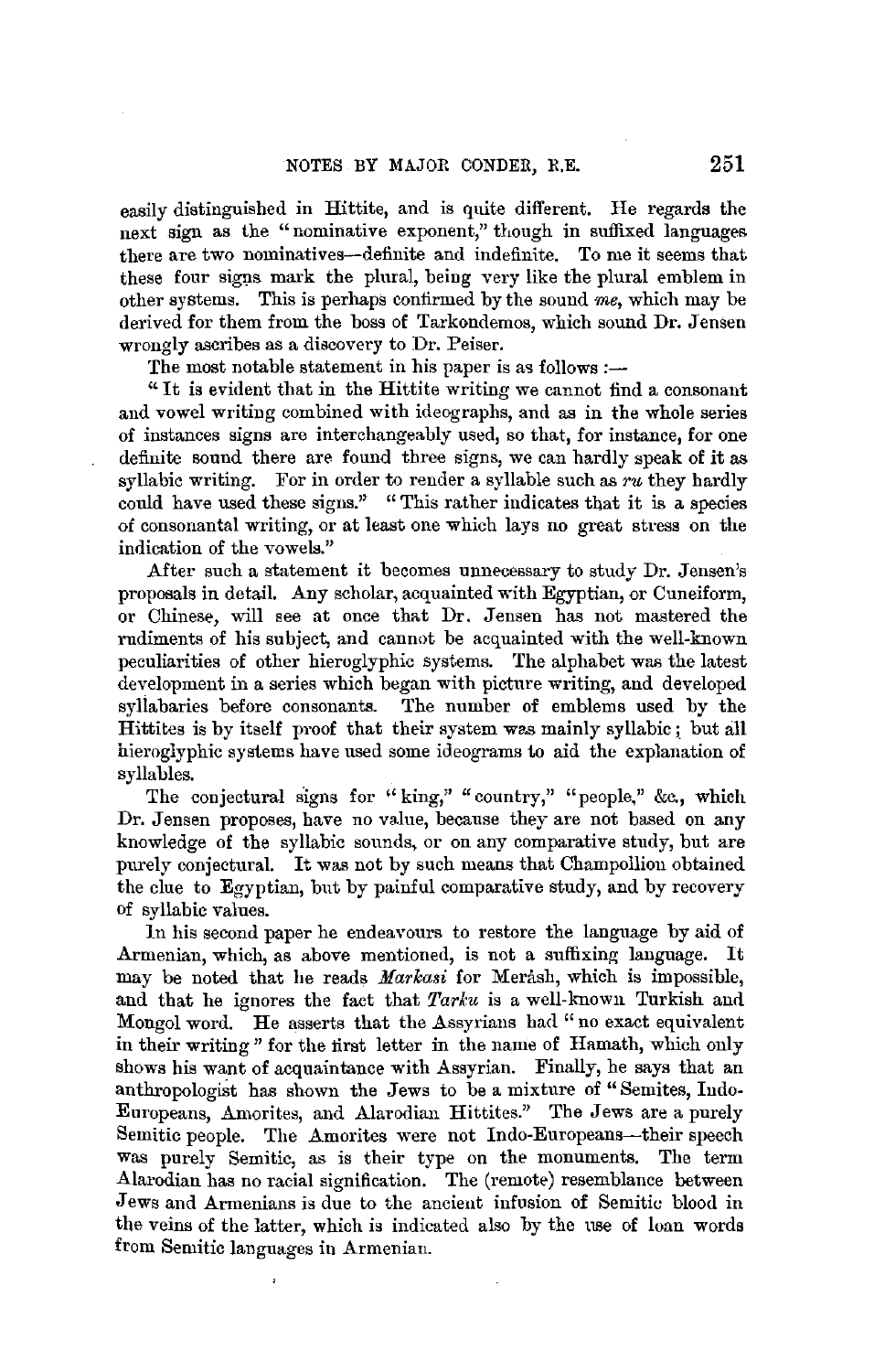easily distinguished in Hittite, and is quite different. He regards the next sign as the "nominative exponent," though in suffixed languages there are two nominatives—definite and indefinite. To me it seems that these four signs mark the plural, being very like the plural emblem in other systems. This is perhaps confirmed by the sound *me*, which may be derived for them from the boss of Tarkondemos, which sound Dr. Jensen wrongly ascribes as a discovery to Dr. Peiser.

The most notable statement in his paper is as follows :—

"It is evident that in the Hittite writing we cannot find a consonant and vowel writing combined with ideographs, and as in the whole series of instances signs are interchangeably used, so that, for instance, for one definite sound there are found three signs, we can hardly speak of it as syllabic writing. For in order to render a syllable such as *ru* they hardly could have used these signs." "This rather indicates that it is a species of consonantal writing, or at least one which lays no great stress on the indication of the vowels."

After such a statement it becomes unnecessary to study Dr. Jensen's proposals in detail. Any scholar, acquainted with Egyptian, or Cuneiform, or Chinese, will see at once that Dr. Jensen has not mastered the rudiments of his subject, and cannot be acquainted with the well-known peculiarities of other hieroglyphic systems. The alphabet was the latest development in a series which began with picture writing, and developed syllabaries before consonants. The number of emblems used by the Hittites is by itself proof that their system was mainly syllabic; but all hieroglyphic systems have used some ideograms to aid the explanation of syllables.

The conjectural signs for "king," "country," "people," &c., which Dr. Jensen proposes, have no value, because they are not based on any knowledge of the syllabic sounds, or on any comparative study, but are purely conjectural. It was not by such means that Champollion obtained the clue to Egyptian, but by painful comparative study, and by recovery of syllabic values.

In his second paper he endeavours to restore the language by aid of Armenian, which, as above mentioned, is not a suffixing language. It may be noted that he reads *Markasi* for Meràsh, which is impossible, and that he ignores the fact that *Tarku* is a well-known Turkish and Mongol word. He asserts that the Assyrians had "no exact equivalent in their writing" for the first letter in the name of Hamath, which only shows his want of acquaintance with Assyrian. Finally, he says that an anthropologist has shown the Jews to be a mixture of "Semites, Indo-Europeans, Amorites, and Alarodian Hittites." The Jews are a purely Semitic people. The Amorites were not Indo-Europeans—their speech was purely Semitic, as is their type on the monuments. The term Alarodian has no racial signification. The (remote) resemblance between Jews and Armenians is due to the ancient infusion of Semitic blood in the veins of the latter, which is indicated also by the use of loan words from Semitic languages in Armenian.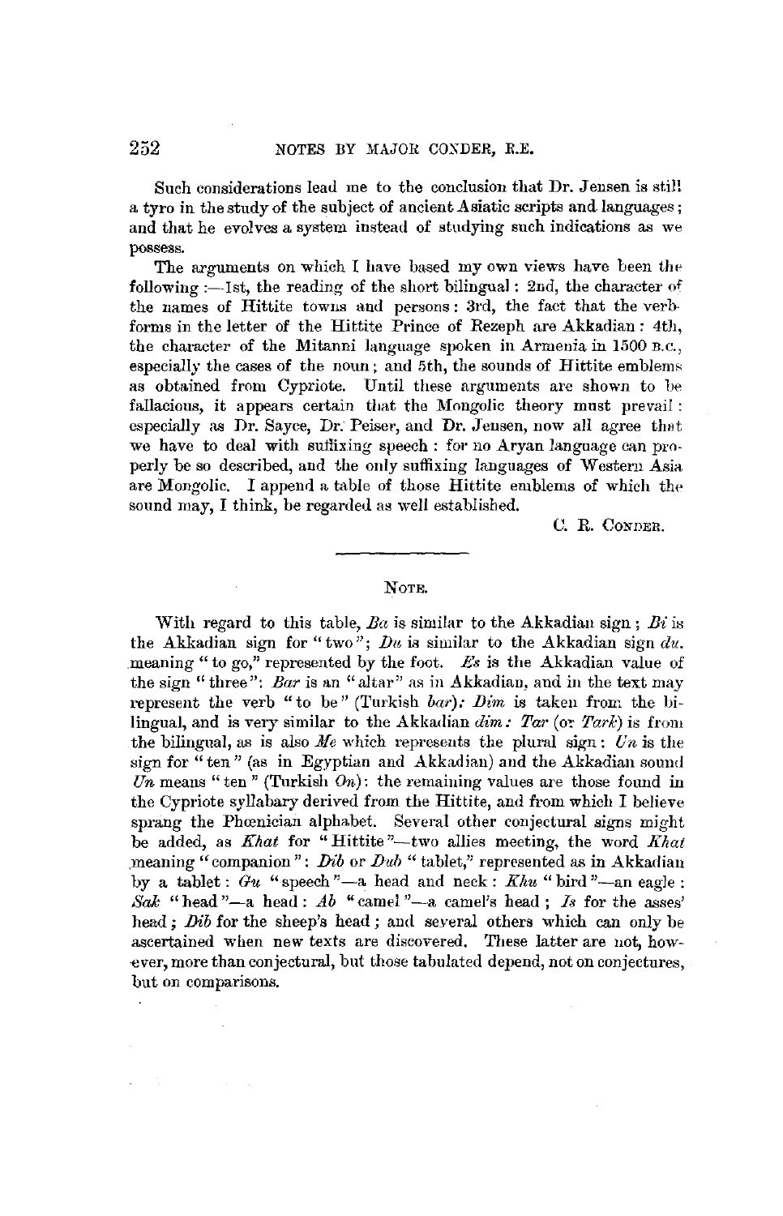Such considerations lead me to the conclusion that Dr. Jensen is still a tyro in the study of the subject of ancient Asiatic scripts and languages; and that he evolves a system instead of studying such indications as we possess.

The arguments on which I have based my own views have been the following :—1st, the reading of the short bilingual: 2nd, the character of the names of Hittite towns and persons: 3rd, the fact that the verb-forms in the letter of the Hittite Prince of Rezeph are Akkadian: 4th, the character of the Mitanni language spoken in Armenia in 1500 B.C., especially the cases of the noun; and 5th, the sounds of Hittite emblems as obtained from Cypriote. Until these arguments are shown to be fallacious, it appears certain that the Mongolic theory must prevail: especially as Dr. Sayce, Dr. Peiser, and Dr. Jensen, now all agree that we have to deal with suffixing speech: for no Aryan language can properly be so described, and the only suffixing languages of Western Asia are Mongolic. I append a table of those Hittite emblems of which the sound may, I think, be regarded as well established.

C. R. CONDER.

---

## NOTE.

With regard to this table, *Ba* is similar to the Akkadian sign; *Bi* is the Akkadian sign for "two"; *Du* is similar to the Akkadian sign *du*, meaning "to go," represented by the foot. *Es* is the Akkadian value of the sign "three": *Bar* is an "altar" as in Akkadian, and in the text may represent the verb "to be" (Turkish *bar*): *Dim* is taken from the bilingual, and is very similar to the Akkadian *dim*: *Tar* (or *Tark*) is from the bilingual, as is also *Me* which represents the plural sign: *Un* is the sign for "ten" (as in Egyptian and Akkadian) and the Akkadian sound *Un* means "ten" (Turkish *On*): the remaining values are those found in the Cypriote syllabary derived from the Hittite, and from which I believe sprang the Phœnician alphabet. Several other conjectural signs might be added, as *Khat* for "Hittite"—two allies meeting, the word *Khat* meaning "companion": *Dib* or *Dub* "tablet," represented as in Akkadian by a tablet: *Gu* "speech"—a head and neck: *Khu* "bird"—an eagle: *Sak* "head"—a head: *Ab* "camel"—a camel's head; *Is* for the asses' head; *Dib* for the sheep's head; and several others which can only be ascertained when new texts are discovered. These latter are not, however, more than conjectural, but those tabulated depend, not on conjectures, but on comparisons.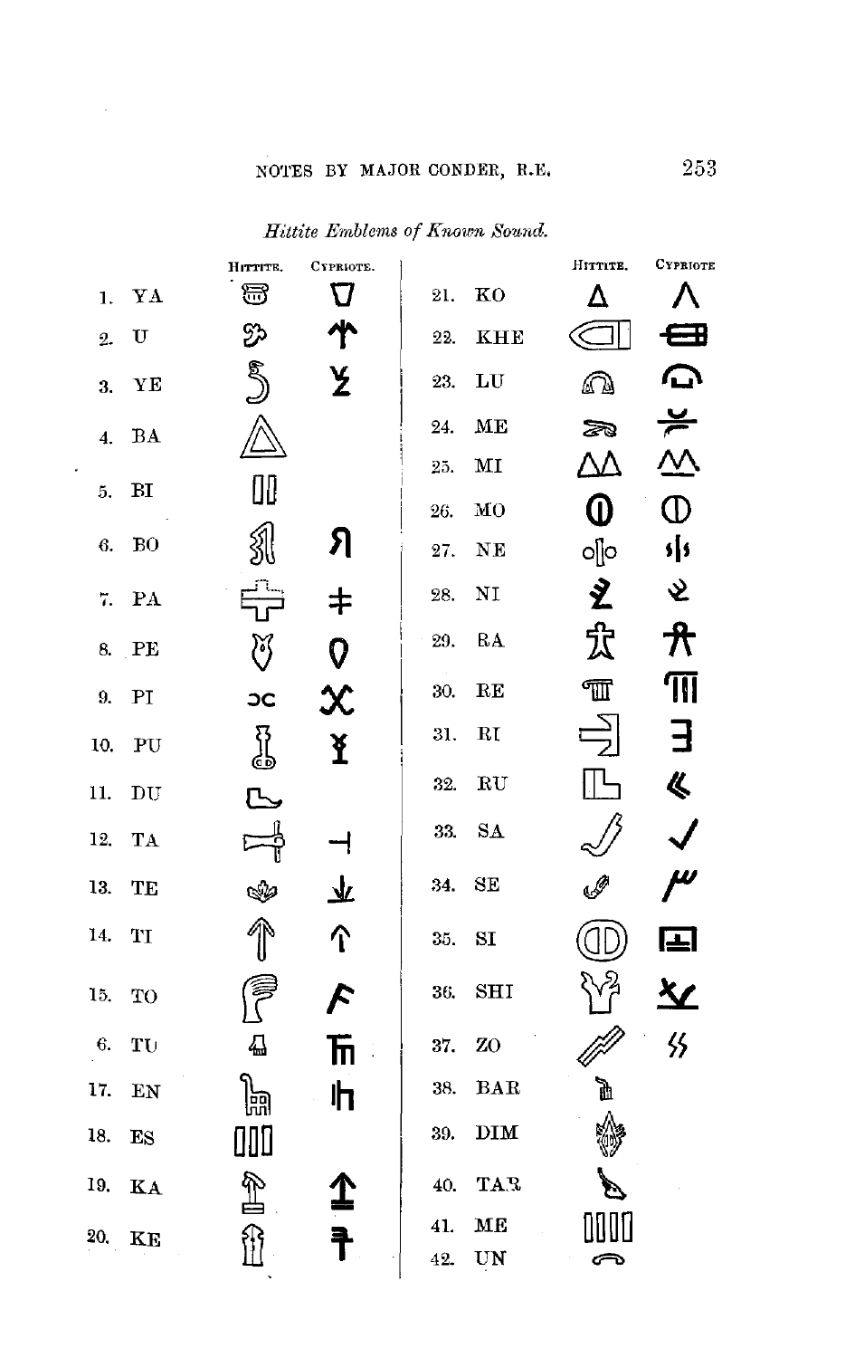*Hittite Emblems of Known Sound.*

| | | Hittite. | Cypriote. |
|---|---|---|---|
| 1. | YA | | |
| 2. | U | | |
| 3. | YE | | |
| 4. | BA | | |
| 5. | BI | | |
| 6. | BO | | |
| 7. | PA | | |
| 8. | PE | | |
| 9. | PI | | |
| 10. | PU | | |
| 11. | DU | | |
| 12. | TA | | |
| 13. | TE | | |
| 14. | TI | | |
| 15. | TO | | |
| 16. | TU | | |
| 17. | EN | | |
| 18. | ES | | |
| 19. | KA | | |
| 20. | KE | | |
| 21. | KO | | |
| 22. | KHE | | |
| 23. | LU | | |
| 24. | ME | | |
| 25. | MI | | |
| 26. | MO | | |
| 27. | NE | | |
| 28. | NI | | |
| 29. | RA | | |
| 30. | RE | | |
| 31. | RI | | |
| 32. | RU | | |
| 33. | SA | | |
| 34. | SE | | |
| 35. | SI | | |
| 36. | SHI | | |
| 37. | ZO | | |
| 38. | BAR | | |
| 39. | DIM | | |
| 40. | TAR | | |
| 41. | ME | | |
| 42. | UN | | |